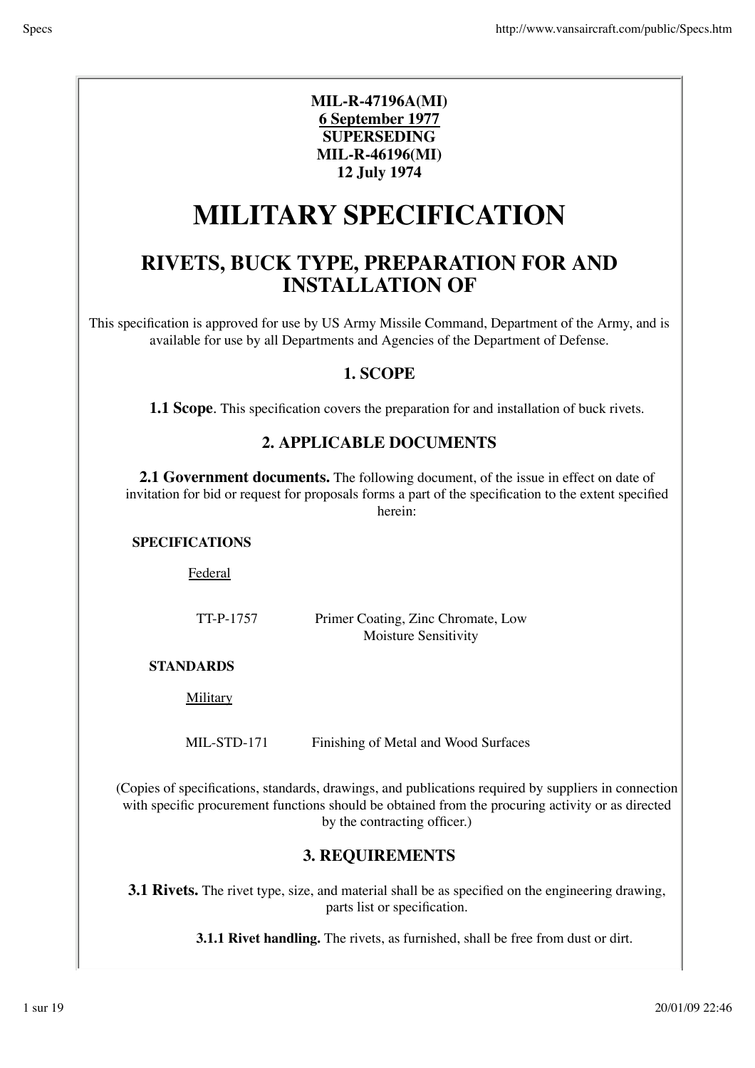**MIL-R-47196A(MI)**
**6 September 1977**
**SUPERSEDING**
**MIL-R-46196(MI)**
**12 July 1974**

# MILITARY SPECIFICATION

## RIVETS, BUCK TYPE, PREPARATION FOR AND INSTALLATION OF

This specification is approved for use by US Army Missile Command, Department of the Army, and is available for use by all Departments and Agencies of the Department of Defense.

### 1. SCOPE

**1.1 Scope**. This specification covers the preparation for and installation of buck rivets.

### 2. APPLICABLE DOCUMENTS

**2.1 Government documents.** The following document, of the issue in effect on date of invitation for bid or request for proposals forms a part of the specification to the extent specified herein:

**SPECIFICATIONS**

Federal

| | |
|---|---|
| TT-P-1757 | Primer Coating, Zinc Chromate, Low Moisture Sensitivity |

**STANDARDS**

Military

| | |
|---|---|
| MIL-STD-171 | Finishing of Metal and Wood Surfaces |

(Copies of specifications, standards, drawings, and publications required by suppliers in connection with specific procurement functions should be obtained from the procuring activity or as directed by the contracting officer.)

### 3. REQUIREMENTS

**3.1 Rivets.** The rivet type, size, and material shall be as specified on the engineering drawing, parts list or specification.

**3.1.1 Rivet handling.** The rivets, as furnished, shall be free from dust or dirt.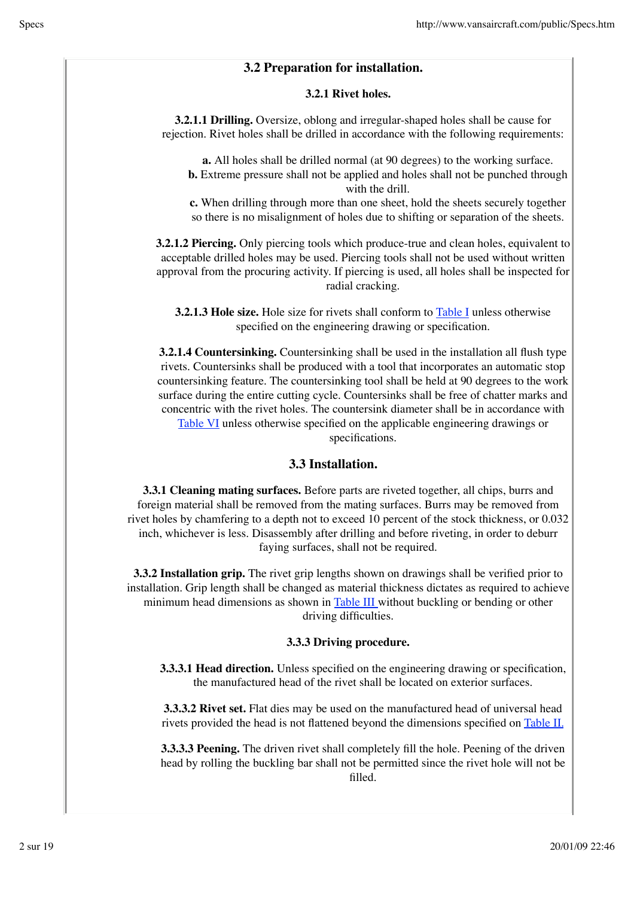## 3.2 Preparation for installation.

### 3.2.1 Rivet holes.

**3.2.1.1 Drilling.** Oversize, oblong and irregular-shaped holes shall be cause for rejection. Rivet holes shall be drilled in accordance with the following requirements:

**a.** All holes shall be drilled normal (at 90 degrees) to the working surface.
**b.** Extreme pressure shall not be applied and holes shall not be punched through with the drill.
**c.** When drilling through more than one sheet, hold the sheets securely together so there is no misalignment of holes due to shifting or separation of the sheets.

**3.2.1.2 Piercing.** Only piercing tools which produce-true and clean holes, equivalent to acceptable drilled holes may be used. Piercing tools shall not be used without written approval from the procuring activity. If piercing is used, all holes shall be inspected for radial cracking.

**3.2.1.3 Hole size.** Hole size for rivets shall conform to Table I unless otherwise specified on the engineering drawing or specification.

**3.2.1.4 Countersinking.** Countersinking shall be used in the installation all flush type rivets. Countersinks shall be produced with a tool that incorporates an automatic stop countersinking feature. The countersinking tool shall be held at 90 degrees to the work surface during the entire cutting cycle. Countersinks shall be free of chatter marks and concentric with the rivet holes. The countersink diameter shall be in accordance with Table VI unless otherwise specified on the applicable engineering drawings or specifications.

## 3.3 Installation.

**3.3.1 Cleaning mating surfaces.** Before parts are riveted together, all chips, burrs and foreign material shall be removed from the mating surfaces. Burrs may be removed from rivet holes by chamfering to a depth not to exceed 10 percent of the stock thickness, or 0.032 inch, whichever is less. Disassembly after drilling and before riveting, in order to deburr faying surfaces, shall not be required.

**3.3.2 Installation grip.** The rivet grip lengths shown on drawings shall be verified prior to installation. Grip length shall be changed as material thickness dictates as required to achieve minimum head dimensions as shown in Table III without buckling or bending or other driving difficulties.

### 3.3.3 Driving procedure.

**3.3.3.1 Head direction.** Unless specified on the engineering drawing or specification, the manufactured head of the rivet shall be located on exterior surfaces.

**3.3.3.2 Rivet set.** Flat dies may be used on the manufactured head of universal head rivets provided the head is not flattened beyond the dimensions specified on Table II.

**3.3.3.3 Peening.** The driven rivet shall completely fill the hole. Peening of the driven head by rolling the buckling bar shall not be permitted since the rivet hole will not be filled.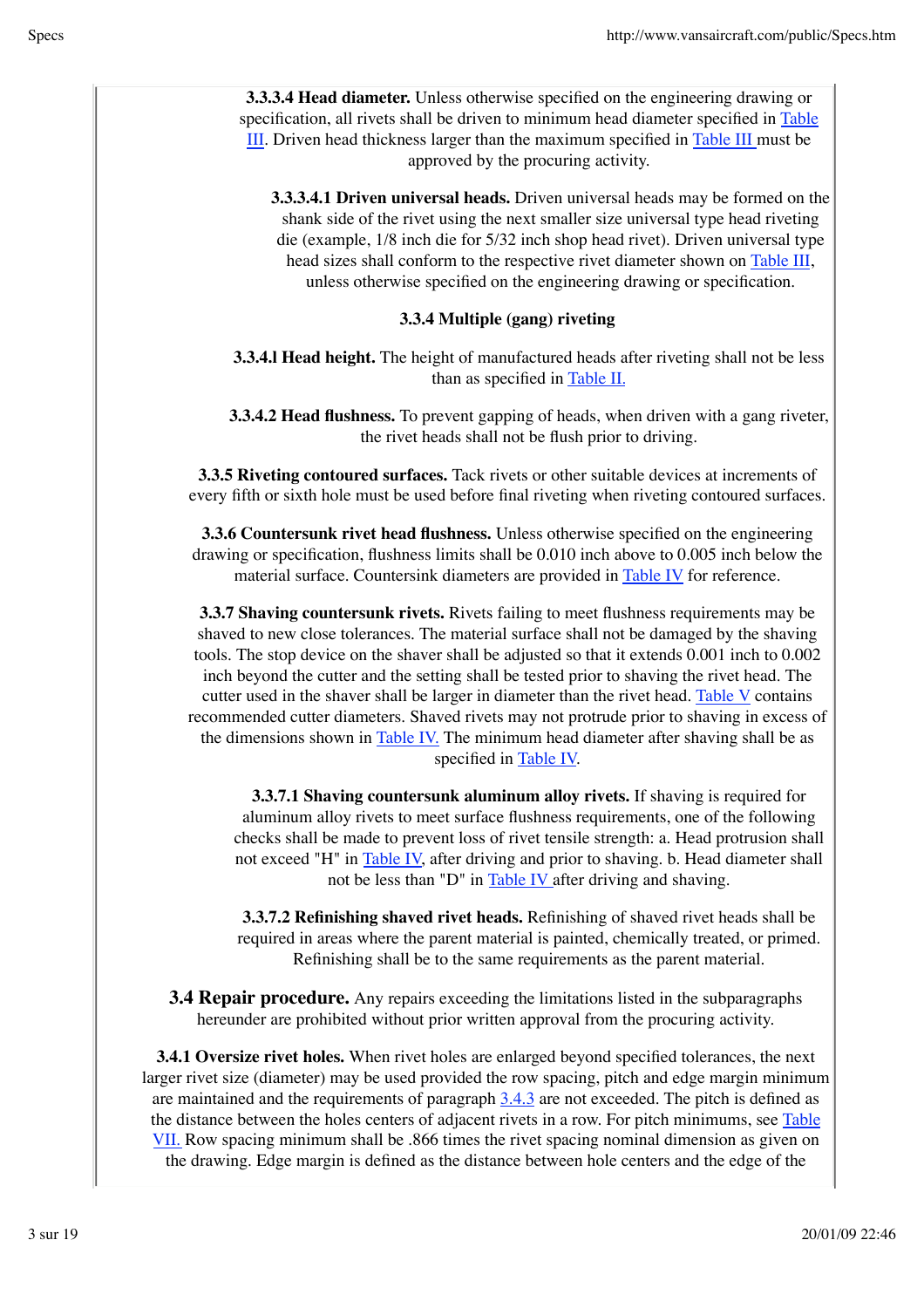**3.3.3.4 Head diameter.** Unless otherwise specified on the engineering drawing or specification, all rivets shall be driven to minimum head diameter specified in Table III. Driven head thickness larger than the maximum specified in Table III must be approved by the procuring activity.

**3.3.3.4.1 Driven universal heads.** Driven universal heads may be formed on the shank side of the rivet using the next smaller size universal type head riveting die (example, 1/8 inch die for 5/32 inch shop head rivet). Driven universal type head sizes shall conform to the respective rivet diameter shown on Table III, unless otherwise specified on the engineering drawing or specification.

**3.3.4 Multiple (gang) riveting**

**3.3.4.l Head height.** The height of manufactured heads after riveting shall not be less than as specified in Table II.

**3.3.4.2 Head flushness.** To prevent gapping of heads, when driven with a gang riveter, the rivet heads shall not be flush prior to driving.

**3.3.5 Riveting contoured surfaces.** Tack rivets or other suitable devices at increments of every fifth or sixth hole must be used before final riveting when riveting contoured surfaces.

**3.3.6 Countersunk rivet head flushness.** Unless otherwise specified on the engineering drawing or specification, flushness limits shall be 0.010 inch above to 0.005 inch below the material surface. Countersink diameters are provided in Table IV for reference.

**3.3.7 Shaving countersunk rivets.** Rivets failing to meet flushness requirements may be shaved to new close tolerances. The material surface shall not be damaged by the shaving tools. The stop device on the shaver shall be adjusted so that it extends 0.001 inch to 0.002 inch beyond the cutter and the setting shall be tested prior to shaving the rivet head. The cutter used in the shaver shall be larger in diameter than the rivet head. Table V contains recommended cutter diameters. Shaved rivets may not protrude prior to shaving in excess of the dimensions shown in Table IV. The minimum head diameter after shaving shall be as specified in Table IV.

**3.3.7.1 Shaving countersunk aluminum alloy rivets.** If shaving is required for aluminum alloy rivets to meet surface flushness requirements, one of the following checks shall be made to prevent loss of rivet tensile strength: a. Head protrusion shall not exceed "H" in Table IV, after driving and prior to shaving. b. Head diameter shall not be less than "D" in Table IV after driving and shaving.

**3.3.7.2 Refinishing shaved rivet heads.** Refinishing of shaved rivet heads shall be required in areas where the parent material is painted, chemically treated, or primed. Refinishing shall be to the same requirements as the parent material.

## 3.4 Repair procedure.

Any repairs exceeding the limitations listed in the subparagraphs hereunder are prohibited without prior written approval from the procuring activity.

**3.4.1 Oversize rivet holes.** When rivet holes are enlarged beyond specified tolerances, the next larger rivet size (diameter) may be used provided the row spacing, pitch and edge margin minimum are maintained and the requirements of paragraph 3.4.3 are not exceeded. The pitch is defined as the distance between the holes centers of adjacent rivets in a row. For pitch minimums, see Table VII. Row spacing minimum shall be .866 times the rivet spacing nominal dimension as given on the drawing. Edge margin is defined as the distance between hole centers and the edge of the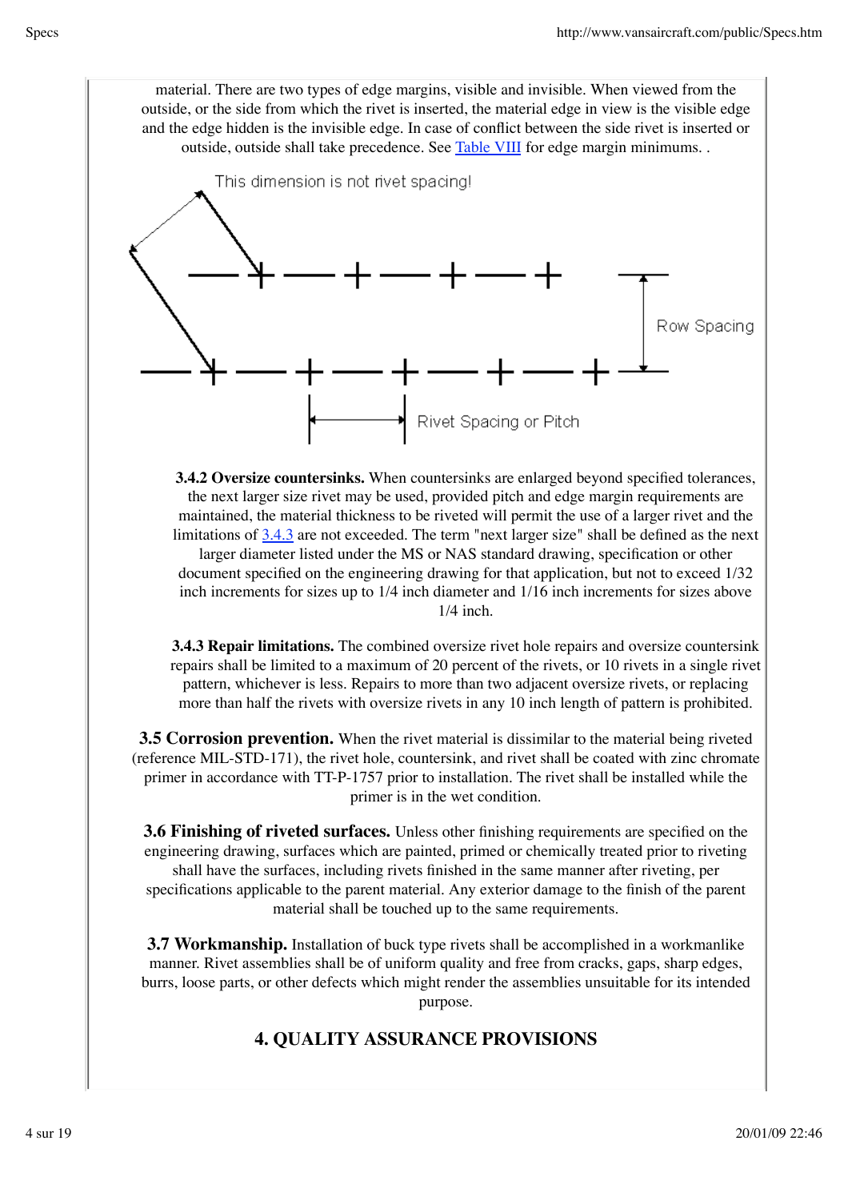material. There are two types of edge margins, visible and invisible. When viewed from the outside, or the side from which the rivet is inserted, the material edge in view is the visible edge and the edge hidden is the invisible edge. In case of conflict between the side rivet is inserted or outside, outside shall take precedence. See Table VIII for edge margin minimums. .

This dimension is not rivet spacing!

Row Spacing

Rivet Spacing or Pitch

**3.4.2 Oversize countersinks.** When countersinks are enlarged beyond specified tolerances, the next larger size rivet may be used, provided pitch and edge margin requirements are maintained, the material thickness to be riveted will permit the use of a larger rivet and the limitations of 3.4.3 are not exceeded. The term "next larger size" shall be defined as the next larger diameter listed under the MS or NAS standard drawing, specification or other document specified on the engineering drawing for that application, but not to exceed 1/32 inch increments for sizes up to 1/4 inch diameter and 1/16 inch increments for sizes above 1/4 inch.

**3.4.3 Repair limitations.** The combined oversize rivet hole repairs and oversize countersink repairs shall be limited to a maximum of 20 percent of the rivets, or 10 rivets in a single rivet pattern, whichever is less. Repairs to more than two adjacent oversize rivets, or replacing more than half the rivets with oversize rivets in any 10 inch length of pattern is prohibited.

**3.5 Corrosion prevention.** When the rivet material is dissimilar to the material being riveted (reference MIL-STD-171), the rivet hole, countersink, and rivet shall be coated with zinc chromate primer in accordance with TT-P-1757 prior to installation. The rivet shall be installed while the primer is in the wet condition.

**3.6 Finishing of riveted surfaces.** Unless other finishing requirements are specified on the engineering drawing, surfaces which are painted, primed or chemically treated prior to riveting shall have the surfaces, including rivets finished in the same manner after riveting, per specifications applicable to the parent material. Any exterior damage to the finish of the parent material shall be touched up to the same requirements.

**3.7 Workmanship.** Installation of buck type rivets shall be accomplished in a workmanlike manner. Rivet assemblies shall be of uniform quality and free from cracks, gaps, sharp edges, burrs, loose parts, or other defects which might render the assemblies unsuitable for its intended purpose.

## 4. QUALITY ASSURANCE PROVISIONS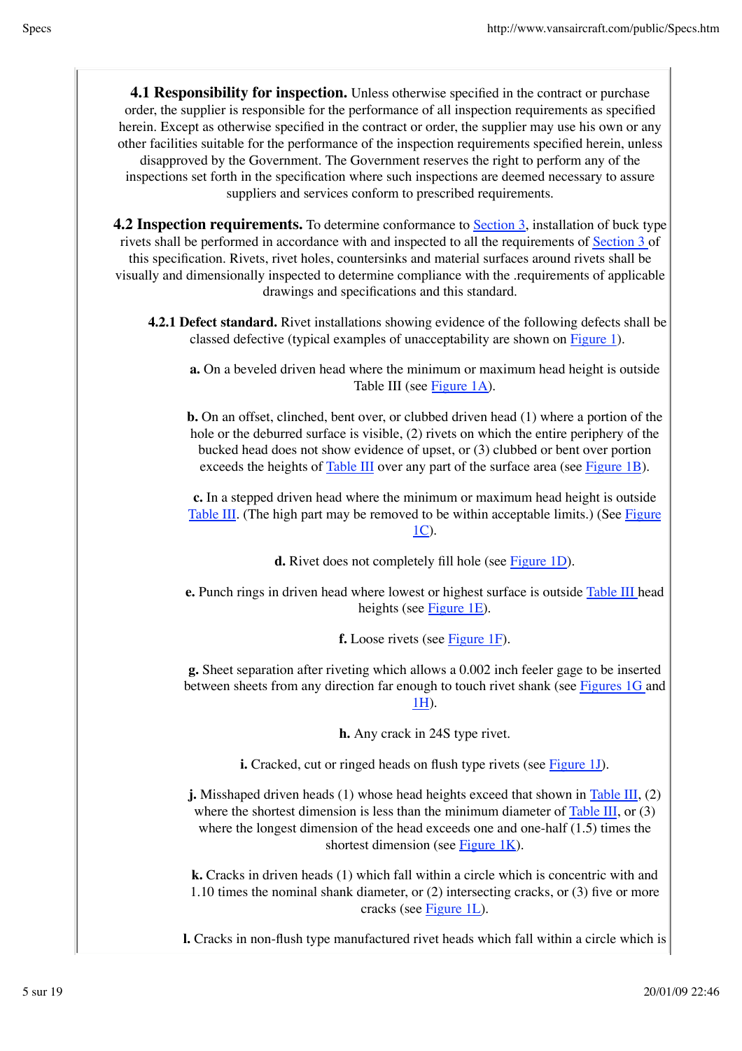**4.1 Responsibility for inspection.** Unless otherwise specified in the contract or purchase order, the supplier is responsible for the performance of all inspection requirements as specified herein. Except as otherwise specified in the contract or order, the supplier may use his own or any other facilities suitable for the performance of the inspection requirements specified herein, unless disapproved by the Government. The Government reserves the right to perform any of the inspections set forth in the specification where such inspections are deemed necessary to assure suppliers and services conform to prescribed requirements.

**4.2 Inspection requirements.** To determine conformance to Section 3, installation of buck type rivets shall be performed in accordance with and inspected to all the requirements of Section 3 of this specification. Rivets, rivet holes, countersinks and material surfaces around rivets shall be visually and dimensionally inspected to determine compliance with the .requirements of applicable drawings and specifications and this standard.

**4.2.1 Defect standard.** Rivet installations showing evidence of the following defects shall be classed defective (typical examples of unacceptability are shown on Figure 1).

**a.** On a beveled driven head where the minimum or maximum head height is outside Table III (see Figure 1A).

**b.** On an offset, clinched, bent over, or clubbed driven head (1) where a portion of the hole or the deburred surface is visible, (2) rivets on which the entire periphery of the bucked head does not show evidence of upset, or (3) clubbed or bent over portion exceeds the heights of Table III over any part of the surface area (see Figure 1B).

**c.** In a stepped driven head where the minimum or maximum head height is outside Table III. (The high part may be removed to be within acceptable limits.) (See Figure 1C).

**d.** Rivet does not completely fill hole (see Figure 1D).

**e.** Punch rings in driven head where lowest or highest surface is outside Table III head heights (see Figure 1E).

**f.** Loose rivets (see Figure 1F).

**g.** Sheet separation after riveting which allows a 0.002 inch feeler gage to be inserted between sheets from any direction far enough to touch rivet shank (see Figures 1G and 1H).

**h.** Any crack in 24S type rivet.

**i.** Cracked, cut or ringed heads on flush type rivets (see Figure 1J).

**j.** Misshaped driven heads (1) whose head heights exceed that shown in Table III, (2) where the shortest dimension is less than the minimum diameter of Table III, or (3) where the longest dimension of the head exceeds one and one-half (1.5) times the shortest dimension (see Figure 1K).

**k.** Cracks in driven heads (1) which fall within a circle which is concentric with and 1.10 times the nominal shank diameter, or (2) intersecting cracks, or (3) five or more cracks (see Figure 1L).

**l.** Cracks in non-flush type manufactured rivet heads which fall within a circle which is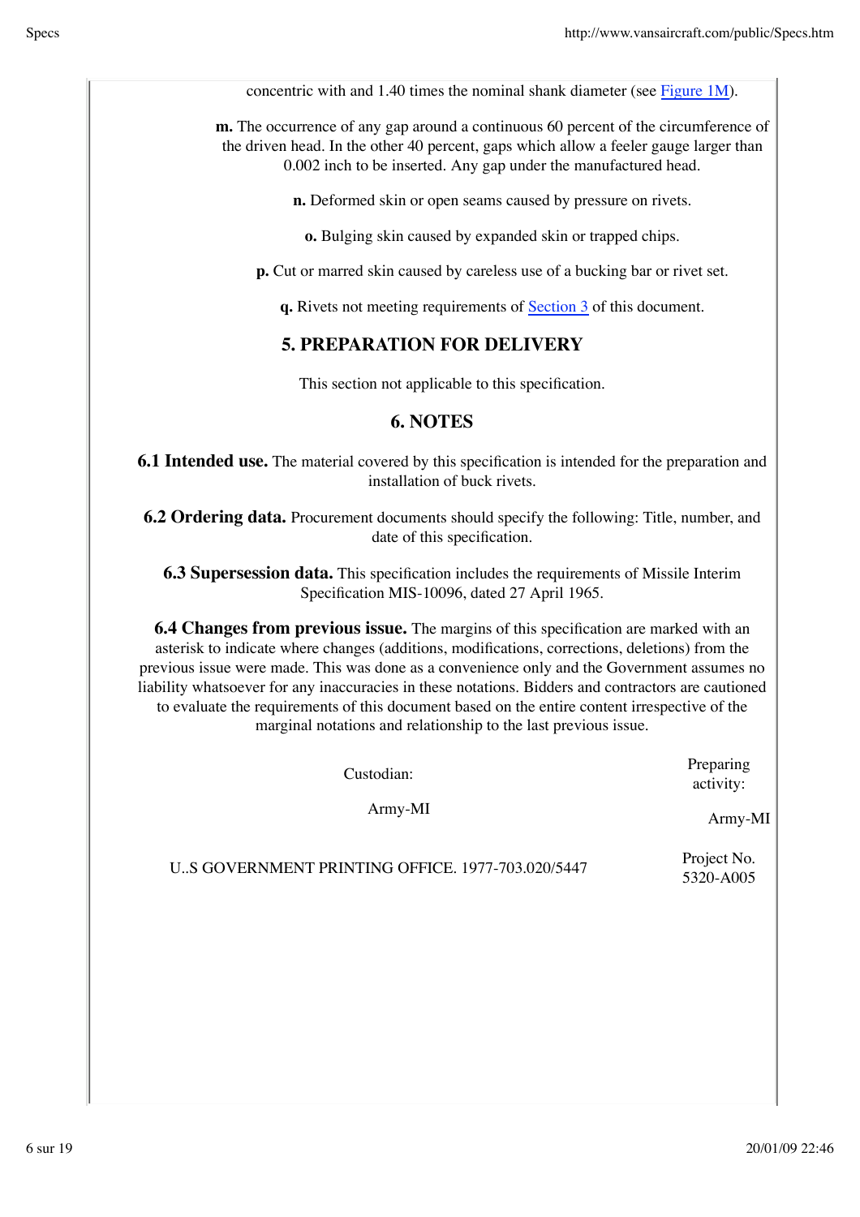concentric with and 1.40 times the nominal shank diameter (see Figure 1M).

**m.** The occurrence of any gap around a continuous 60 percent of the circumference of the driven head. In the other 40 percent, gaps which allow a feeler gauge larger than 0.002 inch to be inserted. Any gap under the manufactured head.

**n.** Deformed skin or open seams caused by pressure on rivets.

**o.** Bulging skin caused by expanded skin or trapped chips.

**p.** Cut or marred skin caused by careless use of a bucking bar or rivet set.

**q.** Rivets not meeting requirements of Section 3 of this document.

## 5. PREPARATION FOR DELIVERY

This section not applicable to this specification.

## 6. NOTES

**6.1 Intended use.** The material covered by this specification is intended for the preparation and installation of buck rivets.

**6.2 Ordering data.** Procurement documents should specify the following: Title, number, and date of this specification.

**6.3 Supersession data.** This specification includes the requirements of Missile Interim Specification MIS-10096, dated 27 April 1965.

**6.4 Changes from previous issue.** The margins of this specification are marked with an asterisk to indicate where changes (additions, modifications, corrections, deletions) from the previous issue were made. This was done as a convenience only and the Government assumes no liability whatsoever for any inaccuracies in these notations. Bidders and contractors are cautioned to evaluate the requirements of this document based on the entire content irrespective of the marginal notations and relationship to the last previous issue.

| Custodian: | Preparing activity: |
| --- | --- |
| Army-MI | Army-MI |
| U..S GOVERNMENT PRINTING OFFICE. 1977-703.020/5447 | Project No. 5320-A005 |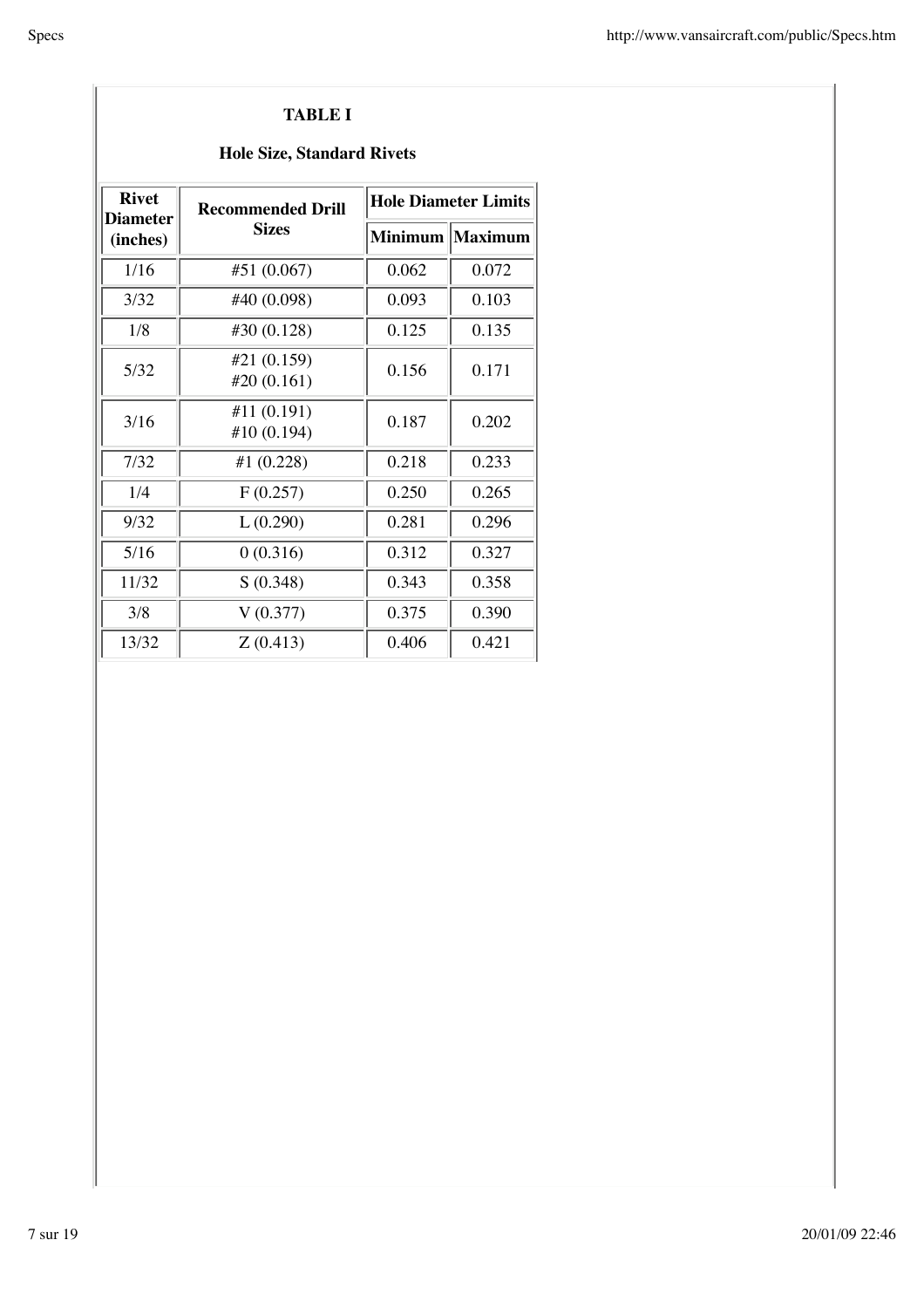**TABLE I**

**Hole Size, Standard Rivets**

| Rivet Diameter (inches) | Recommended Drill Sizes | Hole Diameter Limits | |
|---|---|---|---|
| | | Minimum | Maximum |
| 1/16 | #51 (0.067) | 0.062 | 0.072 |
| 3/32 | #40 (0.098) | 0.093 | 0.103 |
| 1/8 | #30 (0.128) | 0.125 | 0.135 |
| 5/32 | #21 (0.159) #20 (0.161) | 0.156 | 0.171 |
| 3/16 | #11 (0.191) #10 (0.194) | 0.187 | 0.202 |
| 7/32 | #1 (0.228) | 0.218 | 0.233 |
| 1/4 | F (0.257) | 0.250 | 0.265 |
| 9/32 | L (0.290) | 0.281 | 0.296 |
| 5/16 | 0 (0.316) | 0.312 | 0.327 |
| 11/32 | S (0.348) | 0.343 | 0.358 |
| 3/8 | V (0.377) | 0.375 | 0.390 |
| 13/32 | Z (0.413) | 0.406 | 0.421 |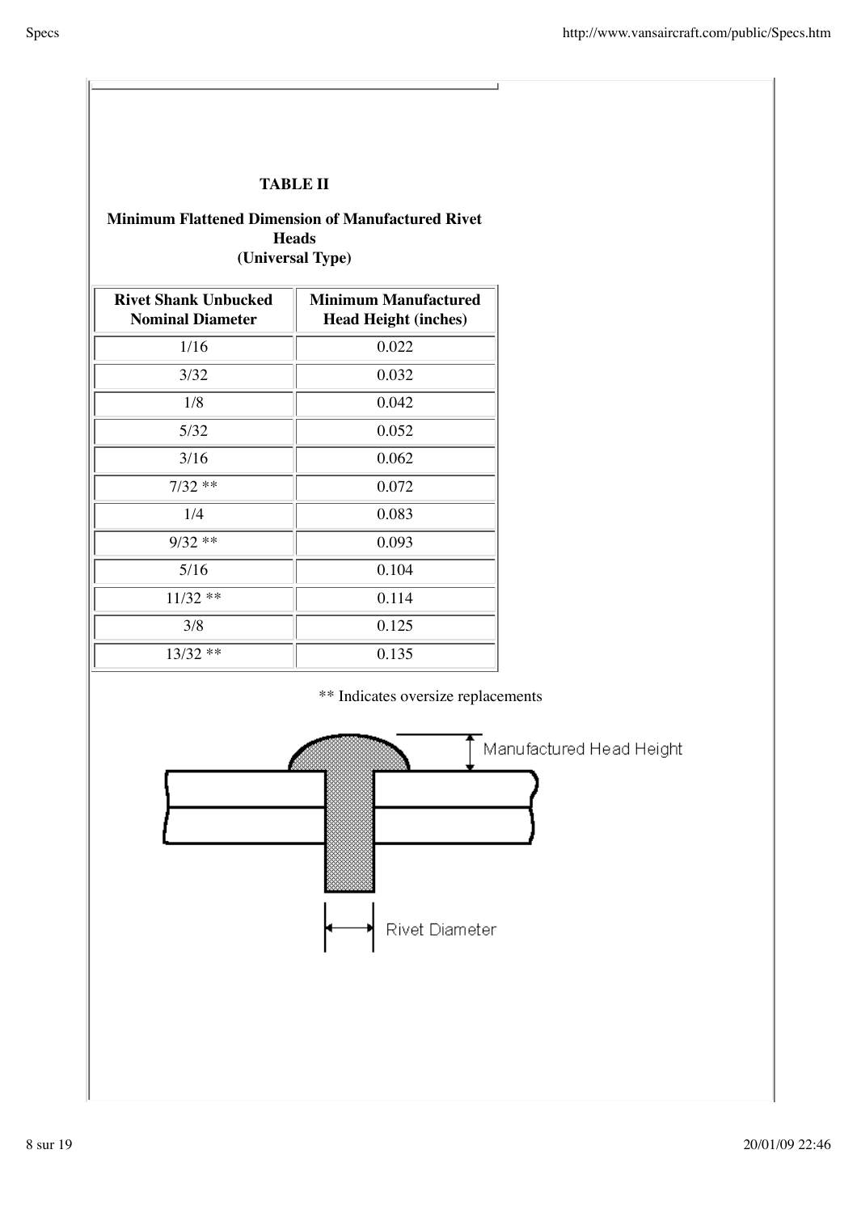**TABLE II**

**Minimum Flattened Dimension of Manufactured Rivet Heads (Universal Type)**

| Rivet Shank Unbucked Nominal Diameter | Minimum Manufactured Head Height (inches) |
|---|---|
| 1/16 | 0.022 |
| 3/32 | 0.032 |
| 1/8 | 0.042 |
| 5/32 | 0.052 |
| 3/16 | 0.062 |
| 7/32 ** | 0.072 |
| 1/4 | 0.083 |
| 9/32 ** | 0.093 |
| 5/16 | 0.104 |
| 11/32 ** | 0.114 |
| 3/8 | 0.125 |
| 13/32 ** | 0.135 |

** Indicates oversize replacements

Manufactured Head Height

Rivet Diameter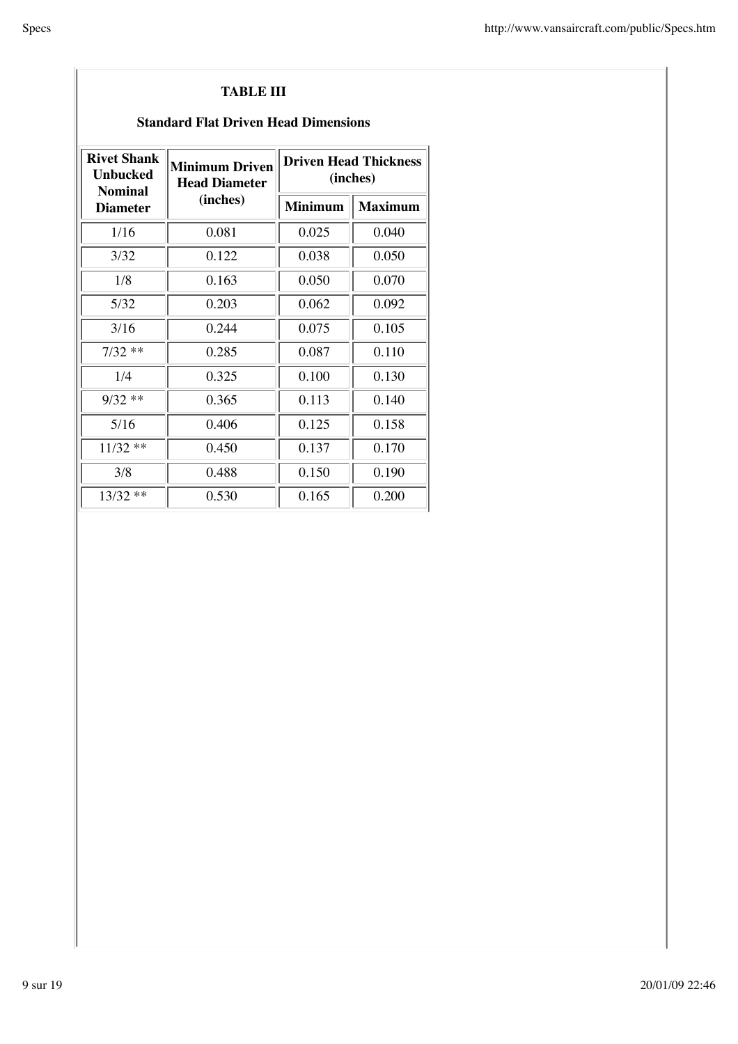**TABLE III**

**Standard Flat Driven Head Dimensions**

| Rivet Shank Unbucked Nominal Diameter | Minimum Driven Head Diameter (inches) | Driven Head Thickness (inches) | |
|---|---|---|---|
| | | Minimum | Maximum |
| 1/16 | 0.081 | 0.025 | 0.040 |
| 3/32 | 0.122 | 0.038 | 0.050 |
| 1/8 | 0.163 | 0.050 | 0.070 |
| 5/32 | 0.203 | 0.062 | 0.092 |
| 3/16 | 0.244 | 0.075 | 0.105 |
| 7/32 ** | 0.285 | 0.087 | 0.110 |
| 1/4 | 0.325 | 0.100 | 0.130 |
| 9/32 ** | 0.365 | 0.113 | 0.140 |
| 5/16 | 0.406 | 0.125 | 0.158 |
| 11/32 ** | 0.450 | 0.137 | 0.170 |
| 3/8 | 0.488 | 0.150 | 0.190 |
| 13/32 ** | 0.530 | 0.165 | 0.200 |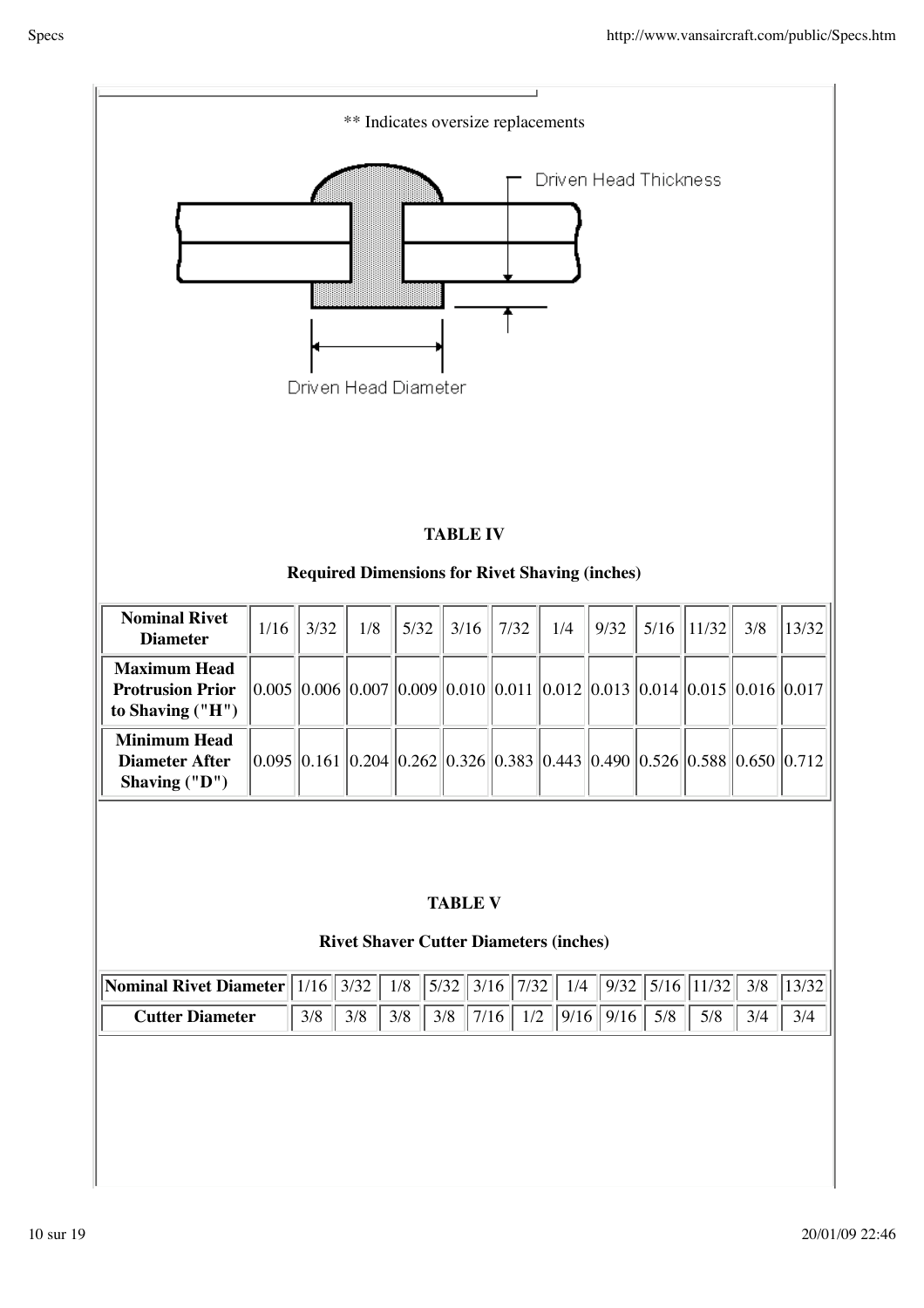** Indicates oversize replacements

Driven Head Thickness

Driven Head Diameter

**TABLE IV**

**Required Dimensions for Rivet Shaving (inches)**

| **Nominal Rivet Diameter** | 1/16 | 3/32 | 1/8 | 5/32 | 3/16 | 7/32 | 1/4 | 9/32 | 5/16 | 11/32 | 3/8 | 13/32 |
|---|---|---|---|---|---|---|---|---|---|---|---|---|
| **Maximum Head Protrusion Prior to Shaving ("H")** | 0.005 | 0.006 | 0.007 | 0.009 | 0.010 | 0.011 | 0.012 | 0.013 | 0.014 | 0.015 | 0.016 | 0.017 |
| **Minimum Head Diameter After Shaving ("D")** | 0.095 | 0.161 | 0.204 | 0.262 | 0.326 | 0.383 | 0.443 | 0.490 | 0.526 | 0.588 | 0.650 | 0.712 |

**TABLE V**

**Rivet Shaver Cutter Diameters (inches)**

| **Nominal Rivet Diameter** | 1/16 | 3/32 | 1/8 | 5/32 | 3/16 | 7/32 | 1/4 | 9/32 | 5/16 | 11/32 | 3/8 | 13/32 |
|---|---|---|---|---|---|---|---|---|---|---|---|---|
| **Cutter Diameter** | 3/8 | 3/8 | 3/8 | 3/8 | 7/16 | 1/2 | 9/16 | 9/16 | 5/8 | 5/8 | 3/4 | 3/4 |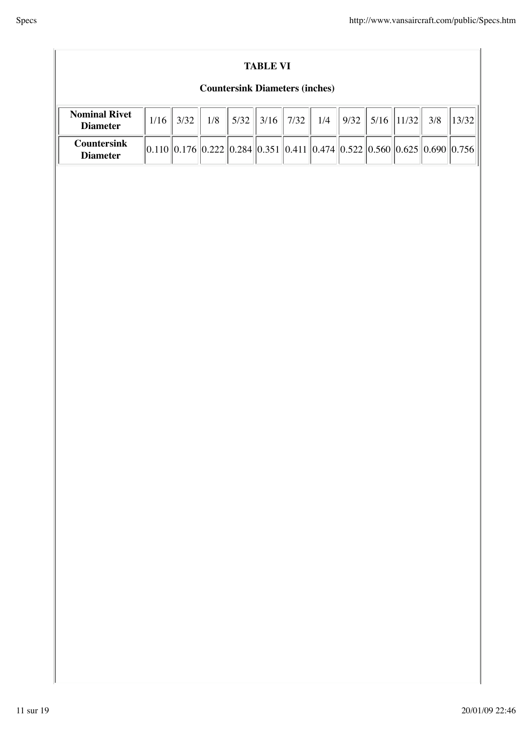**TABLE VI**

**Countersink Diameters (inches)**

| **Nominal Rivet Diameter** | 1/16 | 3/32 | 1/8 | 5/32 | 3/16 | 7/32 | 1/4 | 9/32 | 5/16 | 11/32 | 3/8 | 13/32 |
|---|---|---|---|---|---|---|---|---|---|---|---|---|
| **Countersink Diameter** | 0.110 | 0.176 | 0.222 | 0.284 | 0.351 | 0.411 | 0.474 | 0.522 | 0.560 | 0.625 | 0.690 | 0.756 |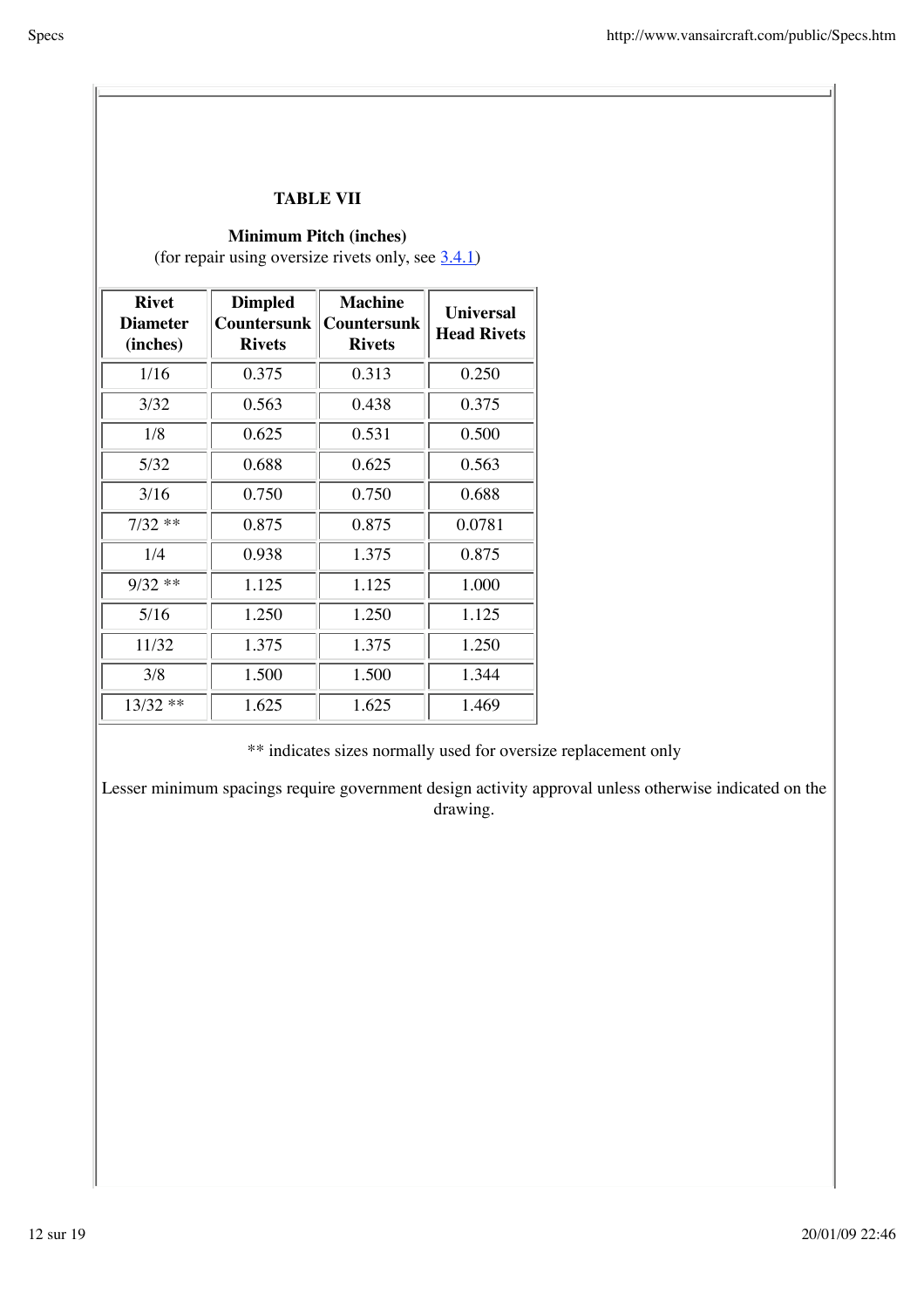**TABLE VII**

**Minimum Pitch (inches)**
(for repair using oversize rivets only, see 3.4.1)

| Rivet Diameter (inches) | Dimpled Countersunk Rivets | Machine Countersunk Rivets | Universal Head Rivets |
|---|---|---|---|
| 1/16 | 0.375 | 0.313 | 0.250 |
| 3/32 | 0.563 | 0.438 | 0.375 |
| 1/8 | 0.625 | 0.531 | 0.500 |
| 5/32 | 0.688 | 0.625 | 0.563 |
| 3/16 | 0.750 | 0.750 | 0.688 |
| 7/32 ** | 0.875 | 0.875 | 0.0781 |
| 1/4 | 0.938 | 1.375 | 0.875 |
| 9/32 ** | 1.125 | 1.125 | 1.000 |
| 5/16 | 1.250 | 1.250 | 1.125 |
| 11/32 | 1.375 | 1.375 | 1.250 |
| 3/8 | 1.500 | 1.500 | 1.344 |
| 13/32 ** | 1.625 | 1.625 | 1.469 |

** indicates sizes normally used for oversize replacement only

Lesser minimum spacings require government design activity approval unless otherwise indicated on the drawing.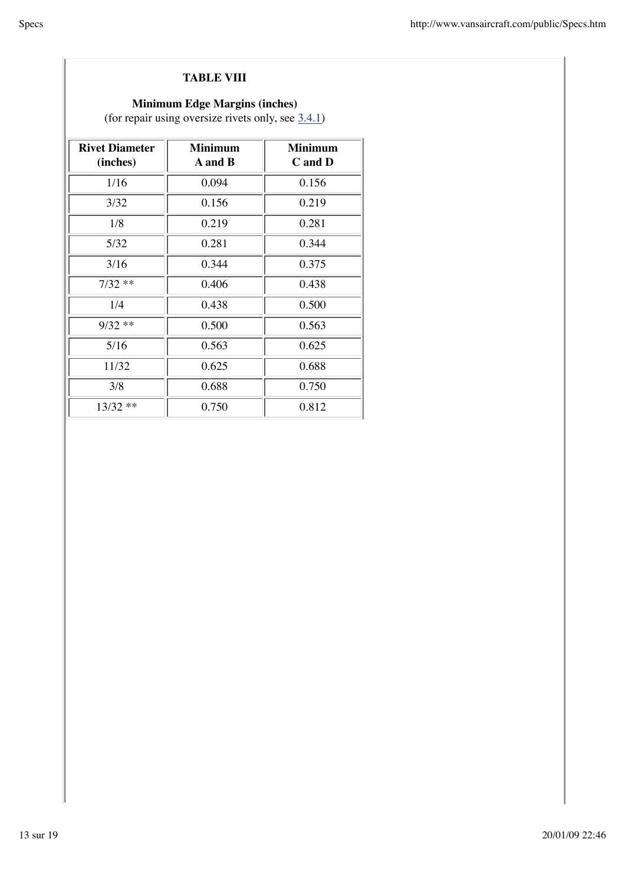**TABLE VIII**

**Minimum Edge Margins (inches)**
(for repair using oversize rivets only, see 3.4.1)

| Rivet Diameter (inches) | Minimum A and B | Minimum C and D |
|---|---|---|
| 1/16 | 0.094 | 0.156 |
| 3/32 | 0.156 | 0.219 |
| 1/8 | 0.219 | 0.281 |
| 5/32 | 0.281 | 0.344 |
| 3/16 | 0.344 | 0.375 |
| 7/32 ** | 0.406 | 0.438 |
| 1/4 | 0.438 | 0.500 |
| 9/32 ** | 0.500 | 0.563 |
| 5/16 | 0.563 | 0.625 |
| 11/32 | 0.625 | 0.688 |
| 3/8 | 0.688 | 0.750 |
| 13/32 ** | 0.750 | 0.812 |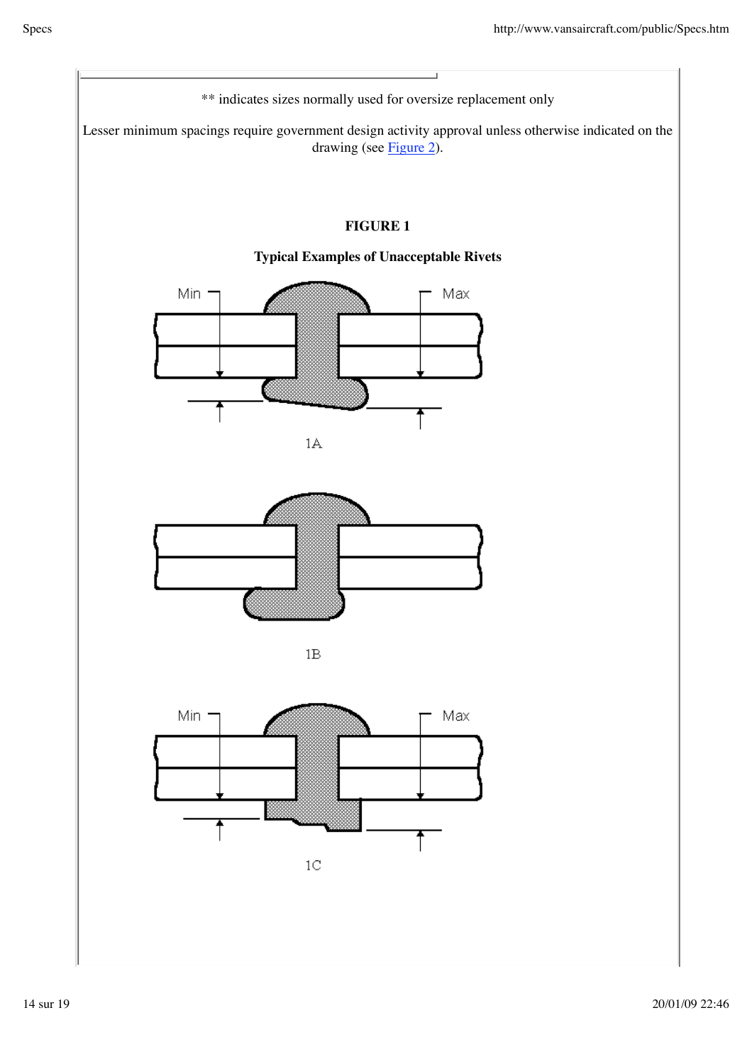** indicates sizes normally used for oversize replacement only

Lesser minimum spacings require government design activity approval unless otherwise indicated on the drawing (see Figure 2).

**FIGURE 1**

**Typical Examples of Unacceptable Rivets**

Min Max

1A

1B

Min Max

1C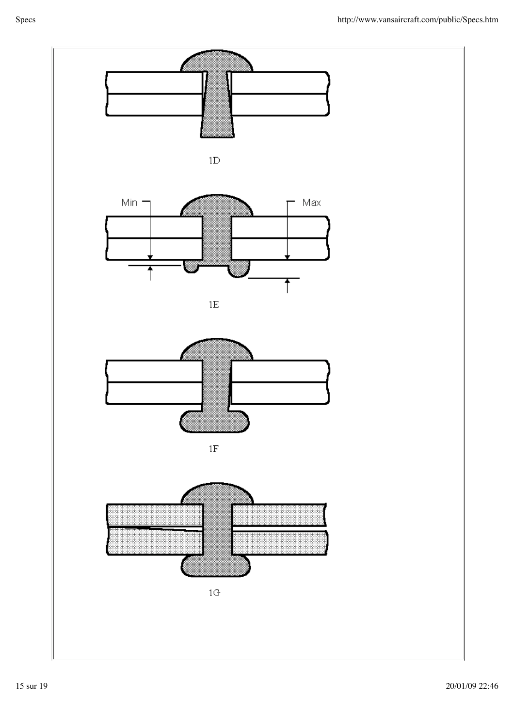1D

Min

Max

1E

1F

1G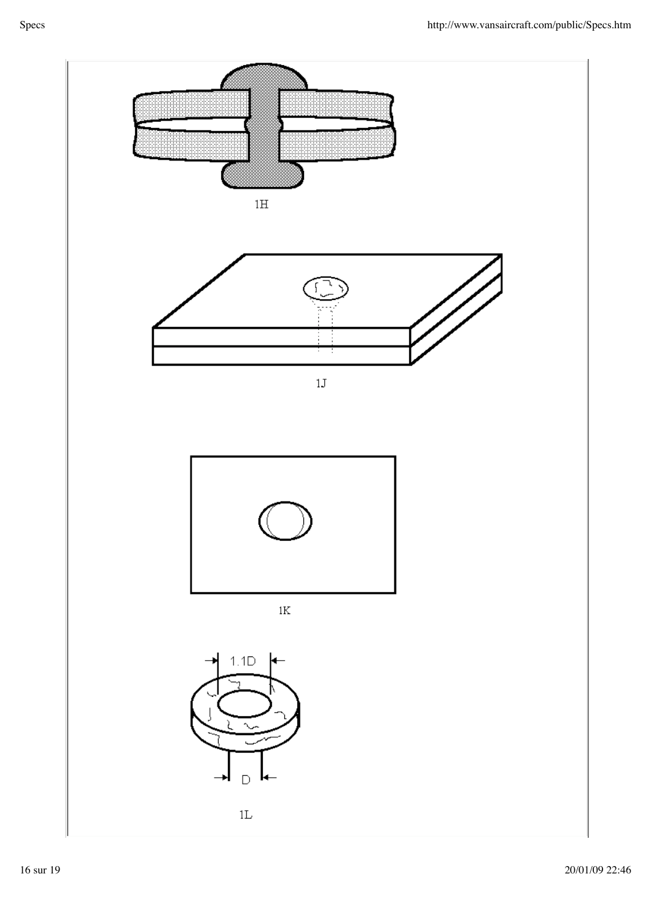1H

1J

1K

1.1D

D

1L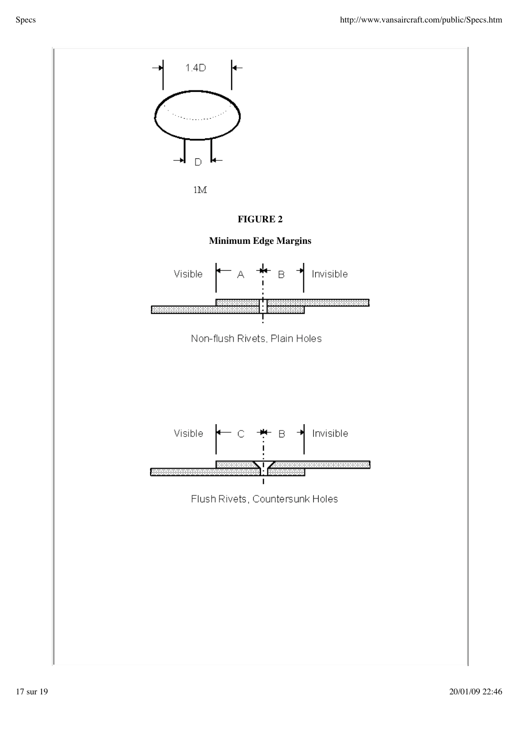1.4D

D

1M

**FIGURE 2**

**Minimum Edge Margins**

Visible A B Invisible

Non-flush Rivets, Plain Holes

Visible C B Invisible

Flush Rivets, Countersunk Holes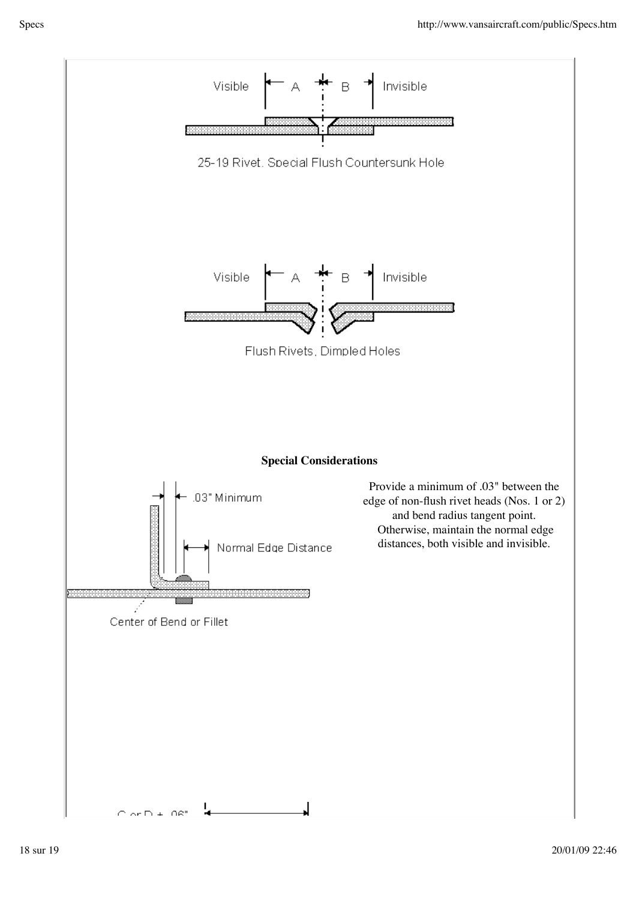Visible A B Invisible

25-19 Rivet, Special Flush Countersunk Hole

Visible A B Invisible

Flush Rivets, Dimpled Holes

**Special Considerations**

.03" Minimum

Normal Edge Distance

Center of Bend or Fillet

Provide a minimum of .03" between the edge of non-flush rivet heads (Nos. 1 or 2) and bend radius tangent point. Otherwise, maintain the normal edge distances, both visible and invisible.

C or D + .06"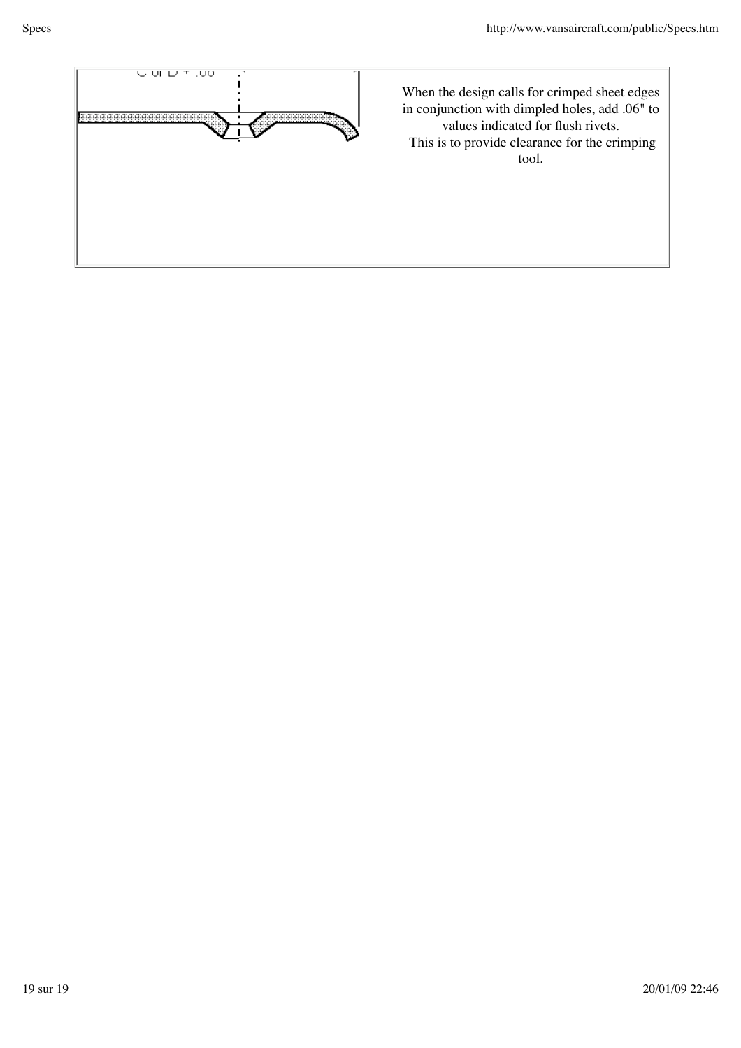C or D + .06

When the design calls for crimped sheet edges in conjunction with dimpled holes, add .06" to values indicated for flush rivets.
This is to provide clearance for the crimping tool.